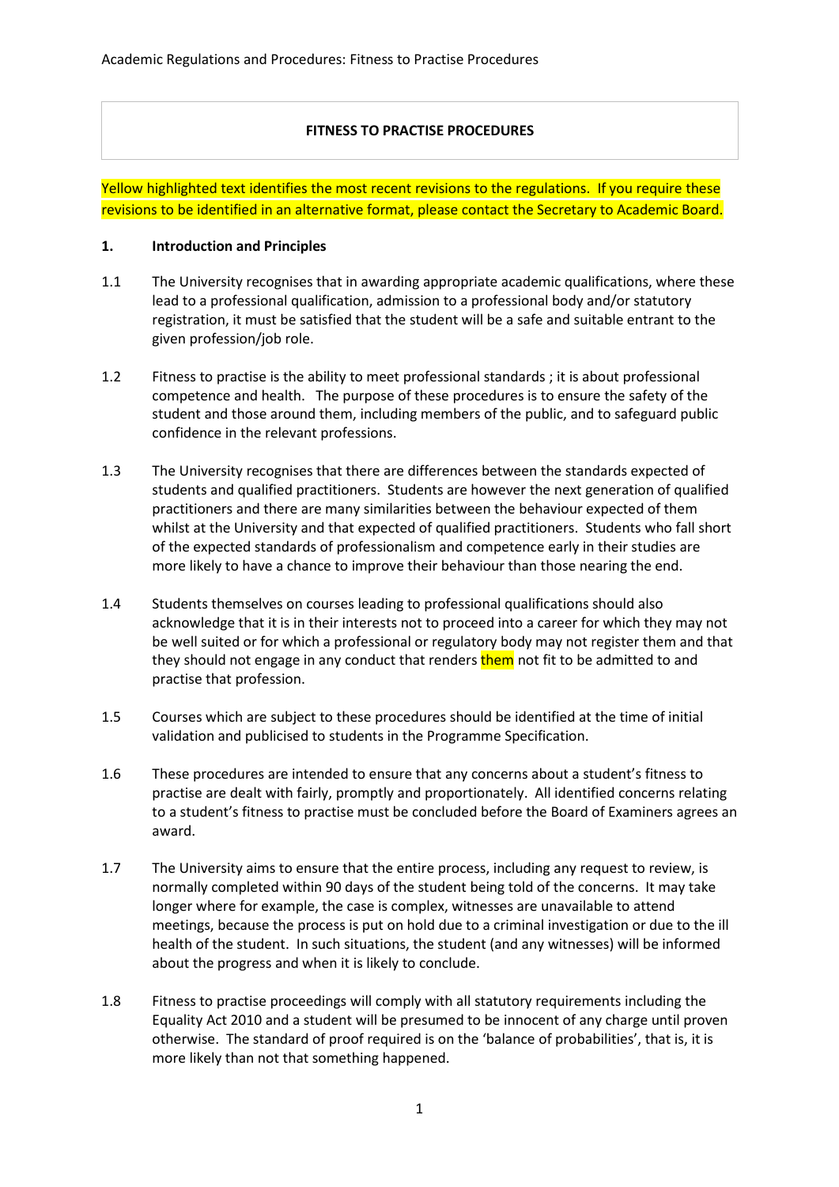# FITNESS TO PRACTISE PROCEDURES

Yellow highlighted text identifies the most recent revisions to the regulations. If you require these revisions to be identified in an alternative format, please contact the Secretary to Academic Board.

## 1. Introduction and Principles

1.1 The University recognises that in awarding appropriate academic qualifications, where these lead to a professional qualification, admission to a professional body and/or statutory registration, it must be satisfied that the student will be a safe and suitable entrant to the given profession/job role.

1.2 Fitness to practise is the ability to meet professional standards ; it is about professional competence and health. The purpose of these procedures is to ensure the safety of the student and those around them, including members of the public, and to safeguard public confidence in the relevant professions.

1.3 The University recognises that there are differences between the standards expected of students and qualified practitioners. Students are however the next generation of qualified practitioners and there are many similarities between the behaviour expected of them whilst at the University and that expected of qualified practitioners. Students who fall short of the expected standards of professionalism and competence early in their studies are more likely to have a chance to improve their behaviour than those nearing the end.

1.4 Students themselves on courses leading to professional qualifications should also acknowledge that it is in their interests not to proceed into a career for which they may not be well suited or for which a professional or regulatory body may not register them and that they should not engage in any conduct that renders them not fit to be admitted to and practise that profession.

1.5 Courses which are subject to these procedures should be identified at the time of initial validation and publicised to students in the Programme Specification.

1.6 These procedures are intended to ensure that any concerns about a student's fitness to practise are dealt with fairly, promptly and proportionately. All identified concerns relating to a student's fitness to practise must be concluded before the Board of Examiners agrees an award.

1.7 The University aims to ensure that the entire process, including any request to review, is normally completed within 90 days of the student being told of the concerns. It may take longer where for example, the case is complex, witnesses are unavailable to attend meetings, because the process is put on hold due to a criminal investigation or due to the ill health of the student. In such situations, the student (and any witnesses) will be informed about the progress and when it is likely to conclude.

1.8 Fitness to practise proceedings will comply with all statutory requirements including the Equality Act 2010 and a student will be presumed to be innocent of any charge until proven otherwise. The standard of proof required is on the 'balance of probabilities', that is, it is more likely than not that something happened.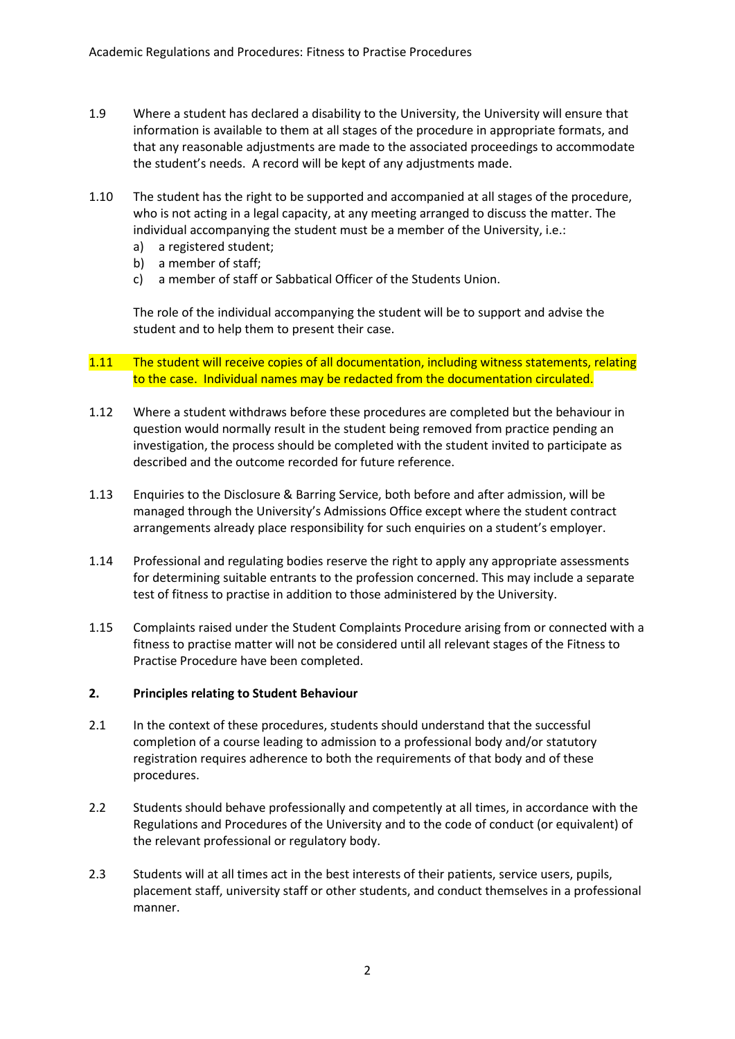1.9 Where a student has declared a disability to the University, the University will ensure that information is available to them at all stages of the procedure in appropriate formats, and that any reasonable adjustments are made to the associated proceedings to accommodate the student's needs. A record will be kept of any adjustments made.

1.10 The student has the right to be supported and accompanied at all stages of the procedure, who is not acting in a legal capacity, at any meeting arranged to discuss the matter. The individual accompanying the student must be a member of the University, i.e.:

a) a registered student;
b) a member of staff;
c) a member of staff or Sabbatical Officer of the Students Union.

The role of the individual accompanying the student will be to support and advise the student and to help them to present their case.

1.11 The student will receive copies of all documentation, including witness statements, relating to the case. Individual names may be redacted from the documentation circulated.

1.12 Where a student withdraws before these procedures are completed but the behaviour in question would normally result in the student being removed from practice pending an investigation, the process should be completed with the student invited to participate as described and the outcome recorded for future reference.

1.13 Enquiries to the Disclosure & Barring Service, both before and after admission, will be managed through the University's Admissions Office except where the student contract arrangements already place responsibility for such enquiries on a student's employer.

1.14 Professional and regulating bodies reserve the right to apply any appropriate assessments for determining suitable entrants to the profession concerned. This may include a separate test of fitness to practise in addition to those administered by the University.

1.15 Complaints raised under the Student Complaints Procedure arising from or connected with a fitness to practise matter will not be considered until all relevant stages of the Fitness to Practise Procedure have been completed.

## 2. Principles relating to Student Behaviour

2.1 In the context of these procedures, students should understand that the successful completion of a course leading to admission to a professional body and/or statutory registration requires adherence to both the requirements of that body and of these procedures.

2.2 Students should behave professionally and competently at all times, in accordance with the Regulations and Procedures of the University and to the code of conduct (or equivalent) of the relevant professional or regulatory body.

2.3 Students will at all times act in the best interests of their patients, service users, pupils, placement staff, university staff or other students, and conduct themselves in a professional manner.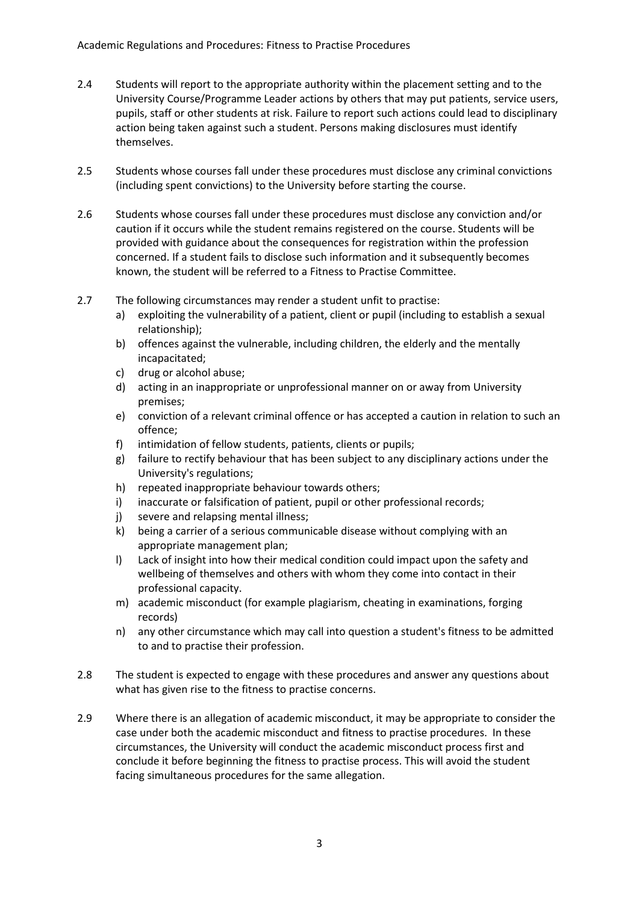2.4 Students will report to the appropriate authority within the placement setting and to the University Course/Programme Leader actions by others that may put patients, service users, pupils, staff or other students at risk. Failure to report such actions could lead to disciplinary action being taken against such a student. Persons making disclosures must identify themselves.

2.5 Students whose courses fall under these procedures must disclose any criminal convictions (including spent convictions) to the University before starting the course.

2.6 Students whose courses fall under these procedures must disclose any conviction and/or caution if it occurs while the student remains registered on the course. Students will be provided with guidance about the consequences for registration within the profession concerned. If a student fails to disclose such information and it subsequently becomes known, the student will be referred to a Fitness to Practise Committee.

2.7 The following circumstances may render a student unfit to practise:

a) exploiting the vulnerability of a patient, client or pupil (including to establish a sexual relationship);
b) offences against the vulnerable, including children, the elderly and the mentally incapacitated;
c) drug or alcohol abuse;
d) acting in an inappropriate or unprofessional manner on or away from University premises;
e) conviction of a relevant criminal offence or has accepted a caution in relation to such an offence;
f) intimidation of fellow students, patients, clients or pupils;
g) failure to rectify behaviour that has been subject to any disciplinary actions under the University's regulations;
h) repeated inappropriate behaviour towards others;
i) inaccurate or falsification of patient, pupil or other professional records;
j) severe and relapsing mental illness;
k) being a carrier of a serious communicable disease without complying with an appropriate management plan;
l) Lack of insight into how their medical condition could impact upon the safety and wellbeing of themselves and others with whom they come into contact in their professional capacity.
m) academic misconduct (for example plagiarism, cheating in examinations, forging records)
n) any other circumstance which may call into question a student's fitness to be admitted to and to practise their profession.

2.8 The student is expected to engage with these procedures and answer any questions about what has given rise to the fitness to practise concerns.

2.9 Where there is an allegation of academic misconduct, it may be appropriate to consider the case under both the academic misconduct and fitness to practise procedures. In these circumstances, the University will conduct the academic misconduct process first and conclude it before beginning the fitness to practise process. This will avoid the student facing simultaneous procedures for the same allegation.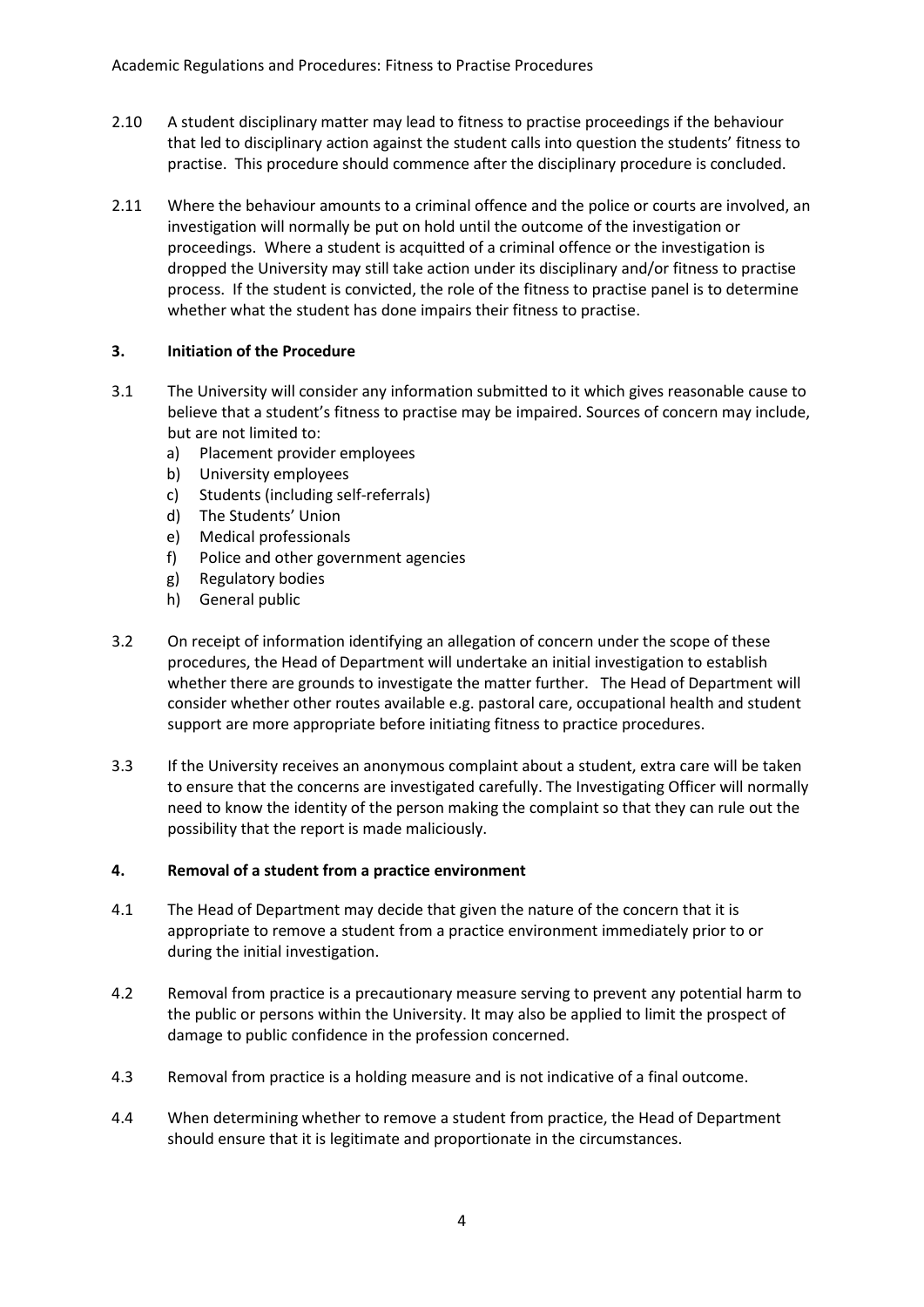2.10 A student disciplinary matter may lead to fitness to practise proceedings if the behaviour that led to disciplinary action against the student calls into question the students' fitness to practise. This procedure should commence after the disciplinary procedure is concluded.

2.11 Where the behaviour amounts to a criminal offence and the police or courts are involved, an investigation will normally be put on hold until the outcome of the investigation or proceedings. Where a student is acquitted of a criminal offence or the investigation is dropped the University may still take action under its disciplinary and/or fitness to practise process. If the student is convicted, the role of the fitness to practise panel is to determine whether what the student has done impairs their fitness to practise.

## 3. Initiation of the Procedure

3.1 The University will consider any information submitted to it which gives reasonable cause to believe that a student's fitness to practise may be impaired. Sources of concern may include, but are not limited to:

a) Placement provider employees
b) University employees
c) Students (including self-referrals)
d) The Students' Union
e) Medical professionals
f) Police and other government agencies
g) Regulatory bodies
h) General public

3.2 On receipt of information identifying an allegation of concern under the scope of these procedures, the Head of Department will undertake an initial investigation to establish whether there are grounds to investigate the matter further. The Head of Department will consider whether other routes available e.g. pastoral care, occupational health and student support are more appropriate before initiating fitness to practice procedures.

3.3 If the University receives an anonymous complaint about a student, extra care will be taken to ensure that the concerns are investigated carefully. The Investigating Officer will normally need to know the identity of the person making the complaint so that they can rule out the possibility that the report is made maliciously.

## 4. Removal of a student from a practice environment

4.1 The Head of Department may decide that given the nature of the concern that it is appropriate to remove a student from a practice environment immediately prior to or during the initial investigation.

4.2 Removal from practice is a precautionary measure serving to prevent any potential harm to the public or persons within the University. It may also be applied to limit the prospect of damage to public confidence in the profession concerned.

4.3 Removal from practice is a holding measure and is not indicative of a final outcome.

4.4 When determining whether to remove a student from practice, the Head of Department should ensure that it is legitimate and proportionate in the circumstances.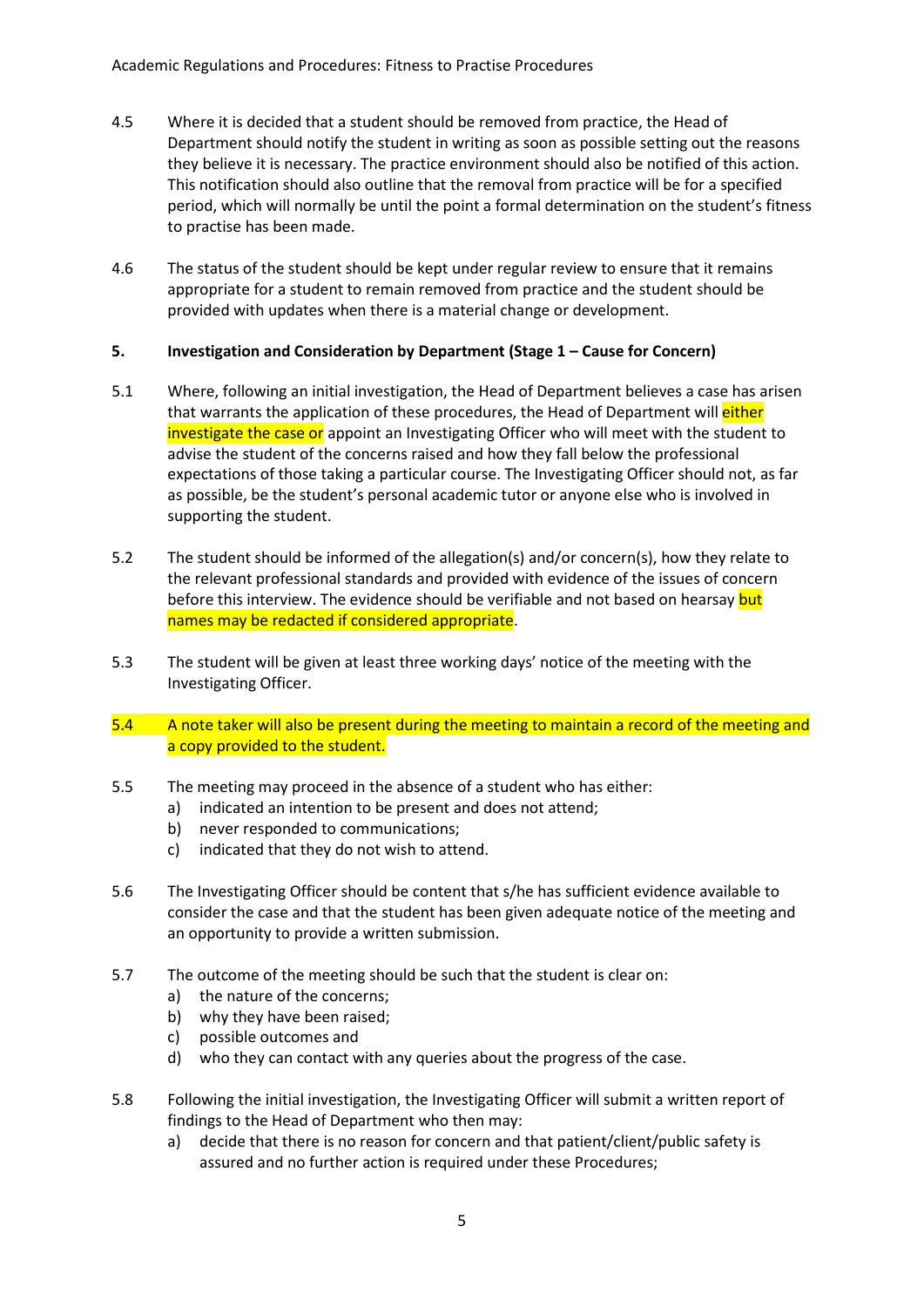4.5 Where it is decided that a student should be removed from practice, the Head of Department should notify the student in writing as soon as possible setting out the reasons they believe it is necessary. The practice environment should also be notified of this action. This notification should also outline that the removal from practice will be for a specified period, which will normally be until the point a formal determination on the student's fitness to practise has been made.

4.6 The status of the student should be kept under regular review to ensure that it remains appropriate for a student to remain removed from practice and the student should be provided with updates when there is a material change or development.

## 5. Investigation and Consideration by Department (Stage 1 – Cause for Concern)

5.1 Where, following an initial investigation, the Head of Department believes a case has arisen that warrants the application of these procedures, the Head of Department will either investigate the case or appoint an Investigating Officer who will meet with the student to advise the student of the concerns raised and how they fall below the professional expectations of those taking a particular course. The Investigating Officer should not, as far as possible, be the student's personal academic tutor or anyone else who is involved in supporting the student.

5.2 The student should be informed of the allegation(s) and/or concern(s), how they relate to the relevant professional standards and provided with evidence of the issues of concern before this interview. The evidence should be verifiable and not based on hearsay but names may be redacted if considered appropriate.

5.3 The student will be given at least three working days' notice of the meeting with the Investigating Officer.

5.4 A note taker will also be present during the meeting to maintain a record of the meeting and a copy provided to the student.

5.5 The meeting may proceed in the absence of a student who has either:
   a) indicated an intention to be present and does not attend;
   b) never responded to communications;
   c) indicated that they do not wish to attend.

5.6 The Investigating Officer should be content that s/he has sufficient evidence available to consider the case and that the student has been given adequate notice of the meeting and an opportunity to provide a written submission.

5.7 The outcome of the meeting should be such that the student is clear on:
   a) the nature of the concerns;
   b) why they have been raised;
   c) possible outcomes and
   d) who they can contact with any queries about the progress of the case.

5.8 Following the initial investigation, the Investigating Officer will submit a written report of findings to the Head of Department who then may:
   a) decide that there is no reason for concern and that patient/client/public safety is assured and no further action is required under these Procedures;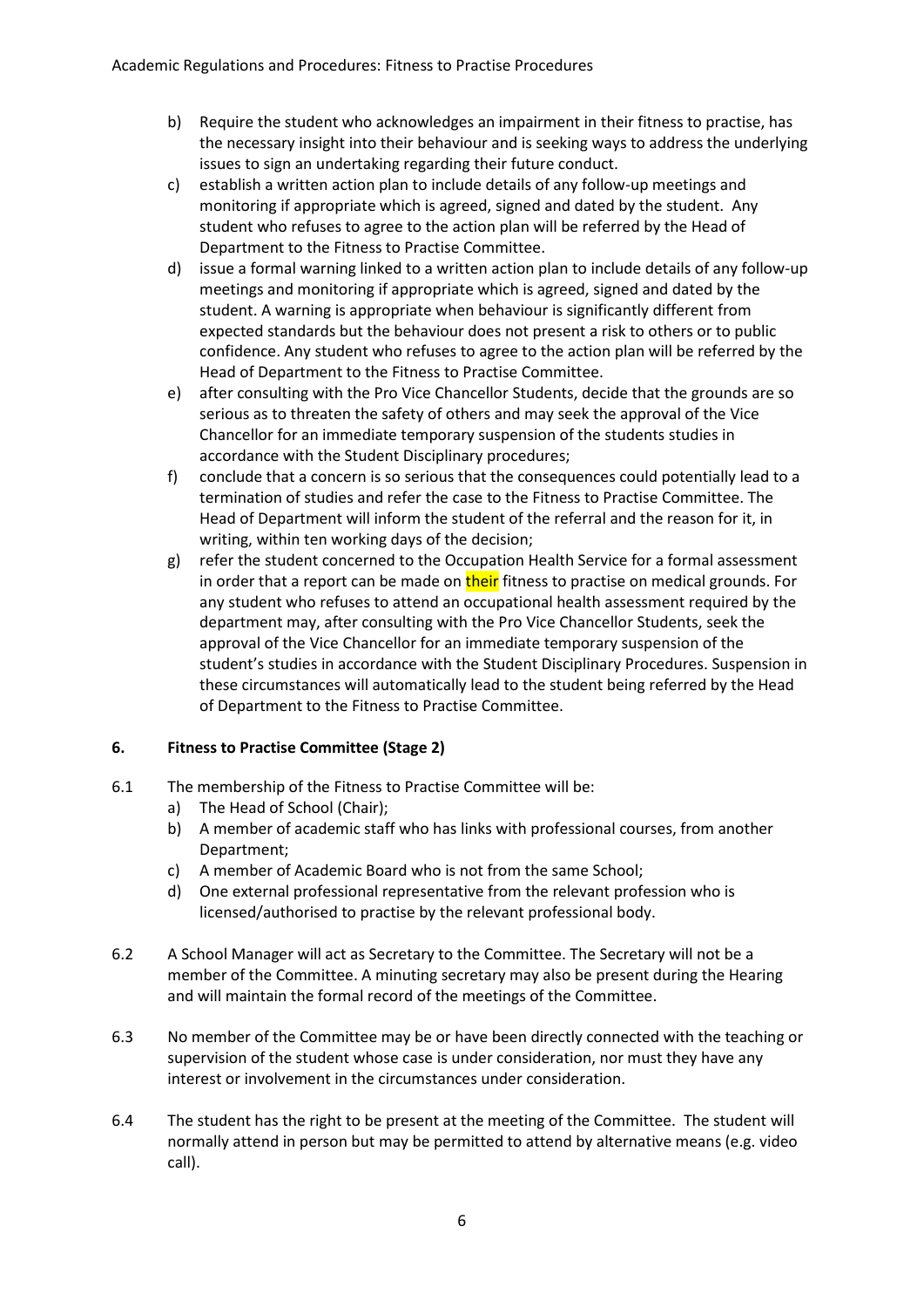b) Require the student who acknowledges an impairment in their fitness to practise, has the necessary insight into their behaviour and is seeking ways to address the underlying issues to sign an undertaking regarding their future conduct.
c) establish a written action plan to include details of any follow-up meetings and monitoring if appropriate which is agreed, signed and dated by the student. Any student who refuses to agree to the action plan will be referred by the Head of Department to the Fitness to Practise Committee.
d) issue a formal warning linked to a written action plan to include details of any follow-up meetings and monitoring if appropriate which is agreed, signed and dated by the student. A warning is appropriate when behaviour is significantly different from expected standards but the behaviour does not present a risk to others or to public confidence. Any student who refuses to agree to the action plan will be referred by the Head of Department to the Fitness to Practise Committee.
e) after consulting with the Pro Vice Chancellor Students, decide that the grounds are so serious as to threaten the safety of others and may seek the approval of the Vice Chancellor for an immediate temporary suspension of the students studies in accordance with the Student Disciplinary procedures;
f) conclude that a concern is so serious that the consequences could potentially lead to a termination of studies and refer the case to the Fitness to Practise Committee. The Head of Department will inform the student of the referral and the reason for it, in writing, within ten working days of the decision;
g) refer the student concerned to the Occupation Health Service for a formal assessment in order that a report can be made on their fitness to practise on medical grounds. For any student who refuses to attend an occupational health assessment required by the department may, after consulting with the Pro Vice Chancellor Students, seek the approval of the Vice Chancellor for an immediate temporary suspension of the student's studies in accordance with the Student Disciplinary Procedures. Suspension in these circumstances will automatically lead to the student being referred by the Head of Department to the Fitness to Practise Committee.

## 6. Fitness to Practise Committee (Stage 2)

6.1 The membership of the Fitness to Practise Committee will be:

a) The Head of School (Chair);
b) A member of academic staff who has links with professional courses, from another Department;
c) A member of Academic Board who is not from the same School;
d) One external professional representative from the relevant profession who is licensed/authorised to practise by the relevant professional body.

6.2 A School Manager will act as Secretary to the Committee. The Secretary will not be a member of the Committee. A minuting secretary may also be present during the Hearing and will maintain the formal record of the meetings of the Committee.

6.3 No member of the Committee may be or have been directly connected with the teaching or supervision of the student whose case is under consideration, nor must they have any interest or involvement in the circumstances under consideration.

6.4 The student has the right to be present at the meeting of the Committee. The student will normally attend in person but may be permitted to attend by alternative means (e.g. video call).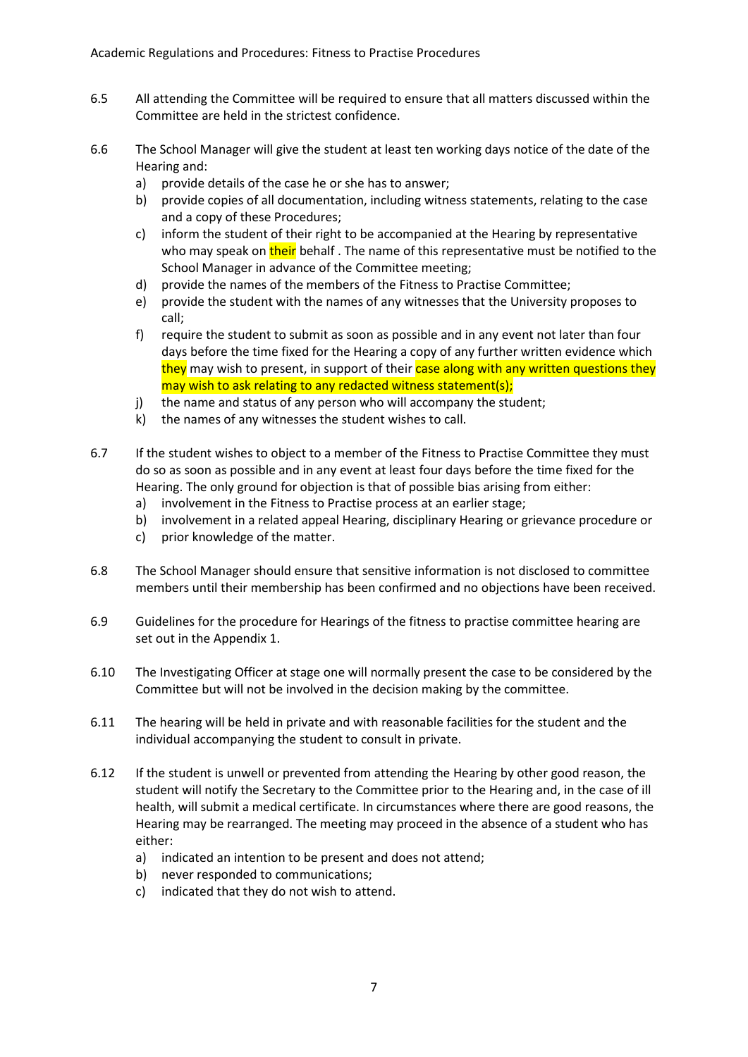6.5 All attending the Committee will be required to ensure that all matters discussed within the Committee are held in the strictest confidence.

6.6 The School Manager will give the student at least ten working days notice of the date of the Hearing and:

a) provide details of the case he or she has to answer;
b) provide copies of all documentation, including witness statements, relating to the case and a copy of these Procedures;
c) inform the student of their right to be accompanied at the Hearing by representative who may speak on their behalf . The name of this representative must be notified to the School Manager in advance of the Committee meeting;
d) provide the names of the members of the Fitness to Practise Committee;
e) provide the student with the names of any witnesses that the University proposes to call;
f) require the student to submit as soon as possible and in any event not later than four days before the time fixed for the Hearing a copy of any further written evidence which they may wish to present, in support of their case along with any written questions they may wish to ask relating to any redacted witness statement(s);
j) the name and status of any person who will accompany the student;
k) the names of any witnesses the student wishes to call.

6.7 If the student wishes to object to a member of the Fitness to Practise Committee they must do so as soon as possible and in any event at least four days before the time fixed for the Hearing. The only ground for objection is that of possible bias arising from either:

a) involvement in the Fitness to Practise process at an earlier stage;
b) involvement in a related appeal Hearing, disciplinary Hearing or grievance procedure or
c) prior knowledge of the matter.

6.8 The School Manager should ensure that sensitive information is not disclosed to committee members until their membership has been confirmed and no objections have been received.

6.9 Guidelines for the procedure for Hearings of the fitness to practise committee hearing are set out in the Appendix 1.

6.10 The Investigating Officer at stage one will normally present the case to be considered by the Committee but will not be involved in the decision making by the committee.

6.11 The hearing will be held in private and with reasonable facilities for the student and the individual accompanying the student to consult in private.

6.12 If the student is unwell or prevented from attending the Hearing by other good reason, the student will notify the Secretary to the Committee prior to the Hearing and, in the case of ill health, will submit a medical certificate. In circumstances where there are good reasons, the Hearing may be rearranged. The meeting may proceed in the absence of a student who has either:

a) indicated an intention to be present and does not attend;
b) never responded to communications;
c) indicated that they do not wish to attend.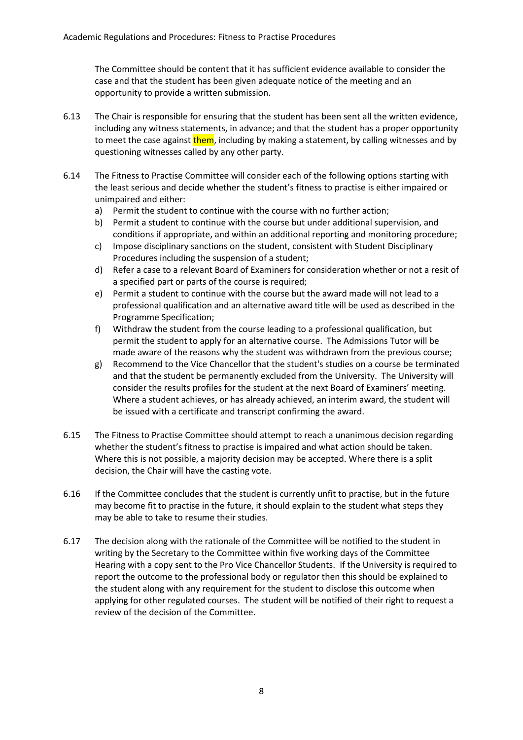The Committee should be content that it has sufficient evidence available to consider the case and that the student has been given adequate notice of the meeting and an opportunity to provide a written submission.

6.13 The Chair is responsible for ensuring that the student has been sent all the written evidence, including any witness statements, in advance; and that the student has a proper opportunity to meet the case against them, including by making a statement, by calling witnesses and by questioning witnesses called by any other party.

6.14 The Fitness to Practise Committee will consider each of the following options starting with the least serious and decide whether the student's fitness to practise is either impaired or unimpaired and either:

a) Permit the student to continue with the course with no further action;
b) Permit a student to continue with the course but under additional supervision, and conditions if appropriate, and within an additional reporting and monitoring procedure;
c) Impose disciplinary sanctions on the student, consistent with Student Disciplinary Procedures including the suspension of a student;
d) Refer a case to a relevant Board of Examiners for consideration whether or not a resit of a specified part or parts of the course is required;
e) Permit a student to continue with the course but the award made will not lead to a professional qualification and an alternative award title will be used as described in the Programme Specification;
f) Withdraw the student from the course leading to a professional qualification, but permit the student to apply for an alternative course. The Admissions Tutor will be made aware of the reasons why the student was withdrawn from the previous course;
g) Recommend to the Vice Chancellor that the student's studies on a course be terminated and that the student be permanently excluded from the University. The University will consider the results profiles for the student at the next Board of Examiners' meeting. Where a student achieves, or has already achieved, an interim award, the student will be issued with a certificate and transcript confirming the award.

6.15 The Fitness to Practise Committee should attempt to reach a unanimous decision regarding whether the student's fitness to practise is impaired and what action should be taken. Where this is not possible, a majority decision may be accepted. Where there is a split decision, the Chair will have the casting vote.

6.16 If the Committee concludes that the student is currently unfit to practise, but in the future may become fit to practise in the future, it should explain to the student what steps they may be able to take to resume their studies.

6.17 The decision along with the rationale of the Committee will be notified to the student in writing by the Secretary to the Committee within five working days of the Committee Hearing with a copy sent to the Pro Vice Chancellor Students. If the University is required to report the outcome to the professional body or regulator then this should be explained to the student along with any requirement for the student to disclose this outcome when applying for other regulated courses. The student will be notified of their right to request a review of the decision of the Committee.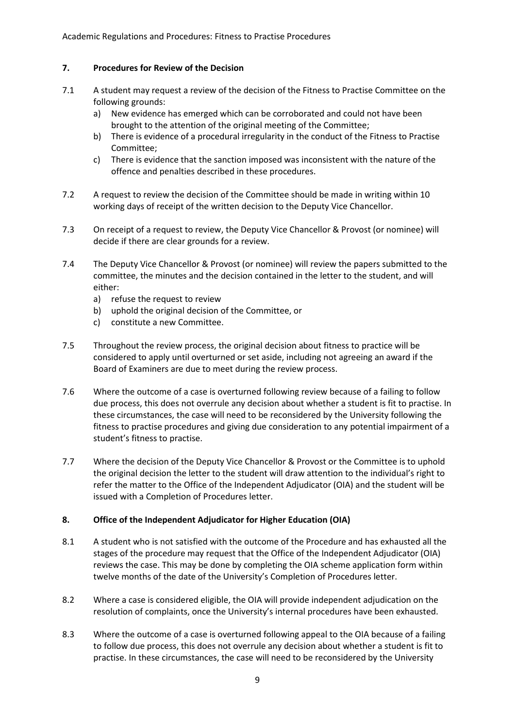## 7. Procedures for Review of the Decision

7.1 A student may request a review of the decision of the Fitness to Practise Committee on the following grounds:

a) New evidence has emerged which can be corroborated and could not have been brought to the attention of the original meeting of the Committee;
b) There is evidence of a procedural irregularity in the conduct of the Fitness to Practise Committee;
c) There is evidence that the sanction imposed was inconsistent with the nature of the offence and penalties described in these procedures.

7.2 A request to review the decision of the Committee should be made in writing within 10 working days of receipt of the written decision to the Deputy Vice Chancellor.

7.3 On receipt of a request to review, the Deputy Vice Chancellor & Provost (or nominee) will decide if there are clear grounds for a review.

7.4 The Deputy Vice Chancellor & Provost (or nominee) will review the papers submitted to the committee, the minutes and the decision contained in the letter to the student, and will either:

a) refuse the request to review
b) uphold the original decision of the Committee, or
c) constitute a new Committee.

7.5 Throughout the review process, the original decision about fitness to practice will be considered to apply until overturned or set aside, including not agreeing an award if the Board of Examiners are due to meet during the review process.

7.6 Where the outcome of a case is overturned following review because of a failing to follow due process, this does not overrule any decision about whether a student is fit to practise. In these circumstances, the case will need to be reconsidered by the University following the fitness to practise procedures and giving due consideration to any potential impairment of a student's fitness to practise.

7.7 Where the decision of the Deputy Vice Chancellor & Provost or the Committee is to uphold the original decision the letter to the student will draw attention to the individual's right to refer the matter to the Office of the Independent Adjudicator (OIA) and the student will be issued with a Completion of Procedures letter.

## 8. Office of the Independent Adjudicator for Higher Education (OIA)

8.1 A student who is not satisfied with the outcome of the Procedure and has exhausted all the stages of the procedure may request that the Office of the Independent Adjudicator (OIA) reviews the case. This may be done by completing the OIA scheme application form within twelve months of the date of the University's Completion of Procedures letter.

8.2 Where a case is considered eligible, the OIA will provide independent adjudication on the resolution of complaints, once the University's internal procedures have been exhausted.

8.3 Where the outcome of a case is overturned following appeal to the OIA because of a failing to follow due process, this does not overrule any decision about whether a student is fit to practise. In these circumstances, the case will need to be reconsidered by the University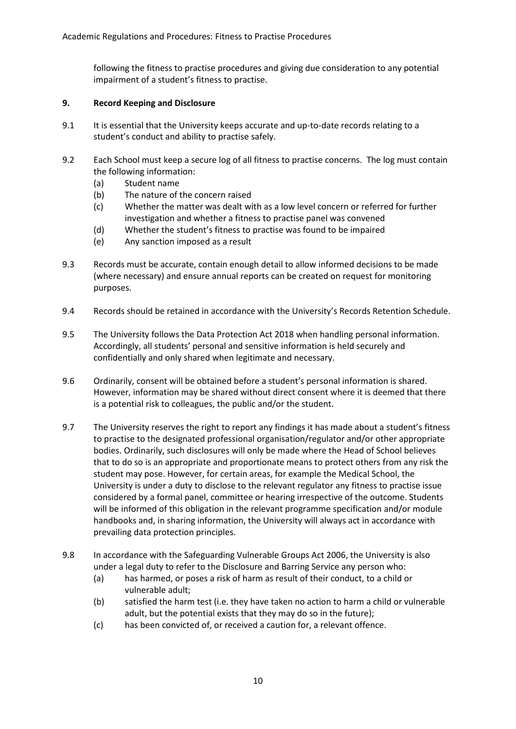following the fitness to practise procedures and giving due consideration to any potential impairment of a student's fitness to practise.

## 9. Record Keeping and Disclosure

9.1 It is essential that the University keeps accurate and up-to-date records relating to a student's conduct and ability to practise safely.

9.2 Each School must keep a secure log of all fitness to practise concerns. The log must contain the following information:

- (a) Student name
- (b) The nature of the concern raised
- (c) Whether the matter was dealt with as a low level concern or referred for further investigation and whether a fitness to practise panel was convened
- (d) Whether the student's fitness to practise was found to be impaired
- (e) Any sanction imposed as a result

9.3 Records must be accurate, contain enough detail to allow informed decisions to be made (where necessary) and ensure annual reports can be created on request for monitoring purposes.

9.4 Records should be retained in accordance with the University's Records Retention Schedule.

9.5 The University follows the Data Protection Act 2018 when handling personal information. Accordingly, all students' personal and sensitive information is held securely and confidentially and only shared when legitimate and necessary.

9.6 Ordinarily, consent will be obtained before a student's personal information is shared. However, information may be shared without direct consent where it is deemed that there is a potential risk to colleagues, the public and/or the student.

9.7 The University reserves the right to report any findings it has made about a student's fitness to practise to the designated professional organisation/regulator and/or other appropriate bodies. Ordinarily, such disclosures will only be made where the Head of School believes that to do so is an appropriate and proportionate means to protect others from any risk the student may pose. However, for certain areas, for example the Medical School, the University is under a duty to disclose to the relevant regulator any fitness to practise issue considered by a formal panel, committee or hearing irrespective of the outcome. Students will be informed of this obligation in the relevant programme specification and/or module handbooks and, in sharing information, the University will always act in accordance with prevailing data protection principles.

9.8 In accordance with the Safeguarding Vulnerable Groups Act 2006, the University is also under a legal duty to refer to the Disclosure and Barring Service any person who:

- (a) has harmed, or poses a risk of harm as result of their conduct, to a child or vulnerable adult;
- (b) satisfied the harm test (i.e. they have taken no action to harm a child or vulnerable adult, but the potential exists that they may do so in the future);
- (c) has been convicted of, or received a caution for, a relevant offence.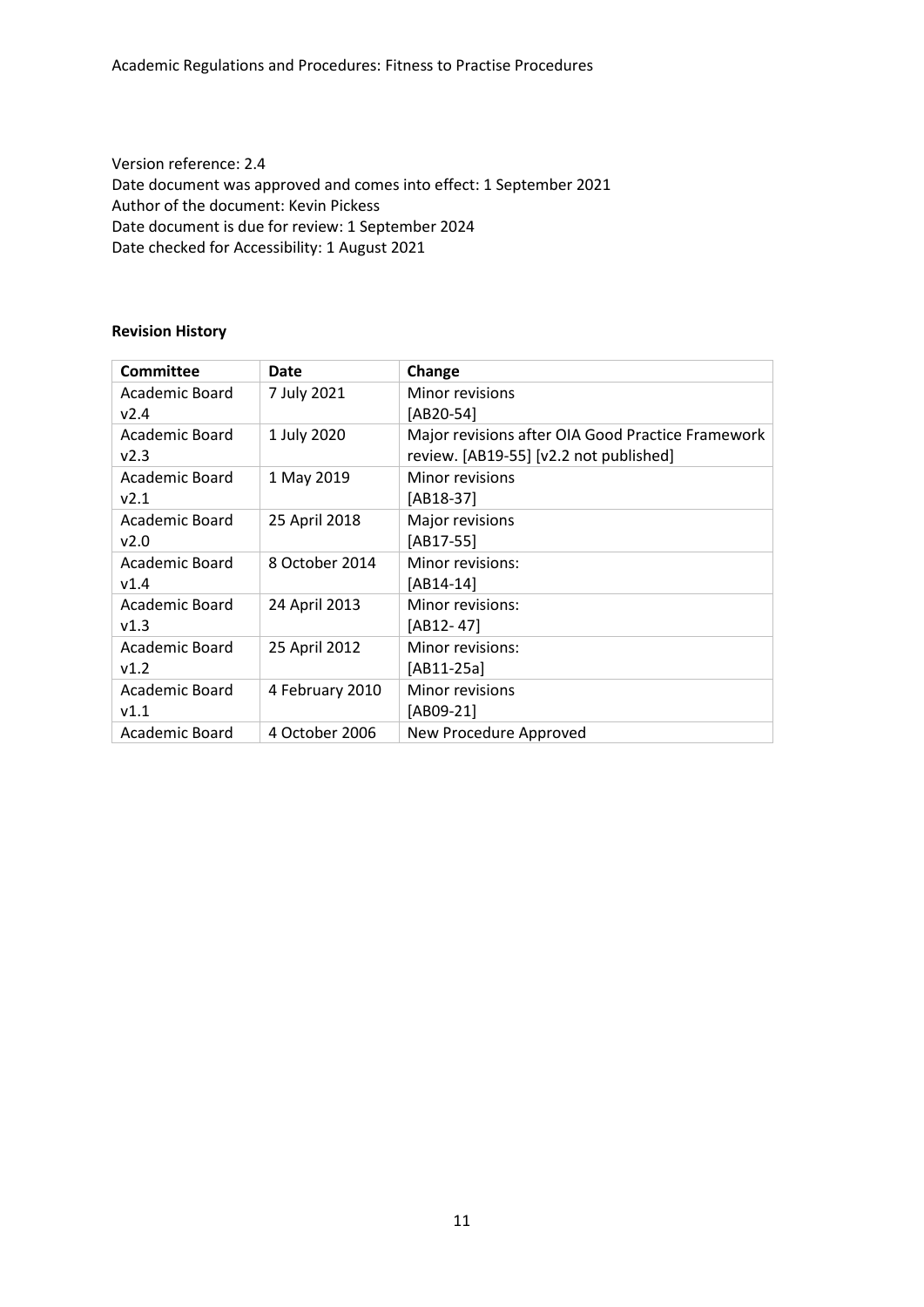Version reference: 2.4
Date document was approved and comes into effect: 1 September 2021
Author of the document: Kevin Pickess
Date document is due for review: 1 September 2024
Date checked for Accessibility: 1 August 2021

**Revision History**

| Committee | Date | Change |
|---|---|---|
| Academic Board v2.4 | 7 July 2021 | Minor revisions [AB20-54] |
| Academic Board v2.3 | 1 July 2020 | Major revisions after OIA Good Practice Framework review. [AB19-55] [v2.2 not published] |
| Academic Board v2.1 | 1 May 2019 | Minor revisions [AB18-37] |
| Academic Board v2.0 | 25 April 2018 | Major revisions [AB17-55] |
| Academic Board v1.4 | 8 October 2014 | Minor revisions: [AB14-14] |
| Academic Board v1.3 | 24 April 2013 | Minor revisions: [AB12- 47] |
| Academic Board v1.2 | 25 April 2012 | Minor revisions: [AB11-25a] |
| Academic Board v1.1 | 4 February 2010 | Minor revisions [AB09-21] |
| Academic Board | 4 October 2006 | New Procedure Approved |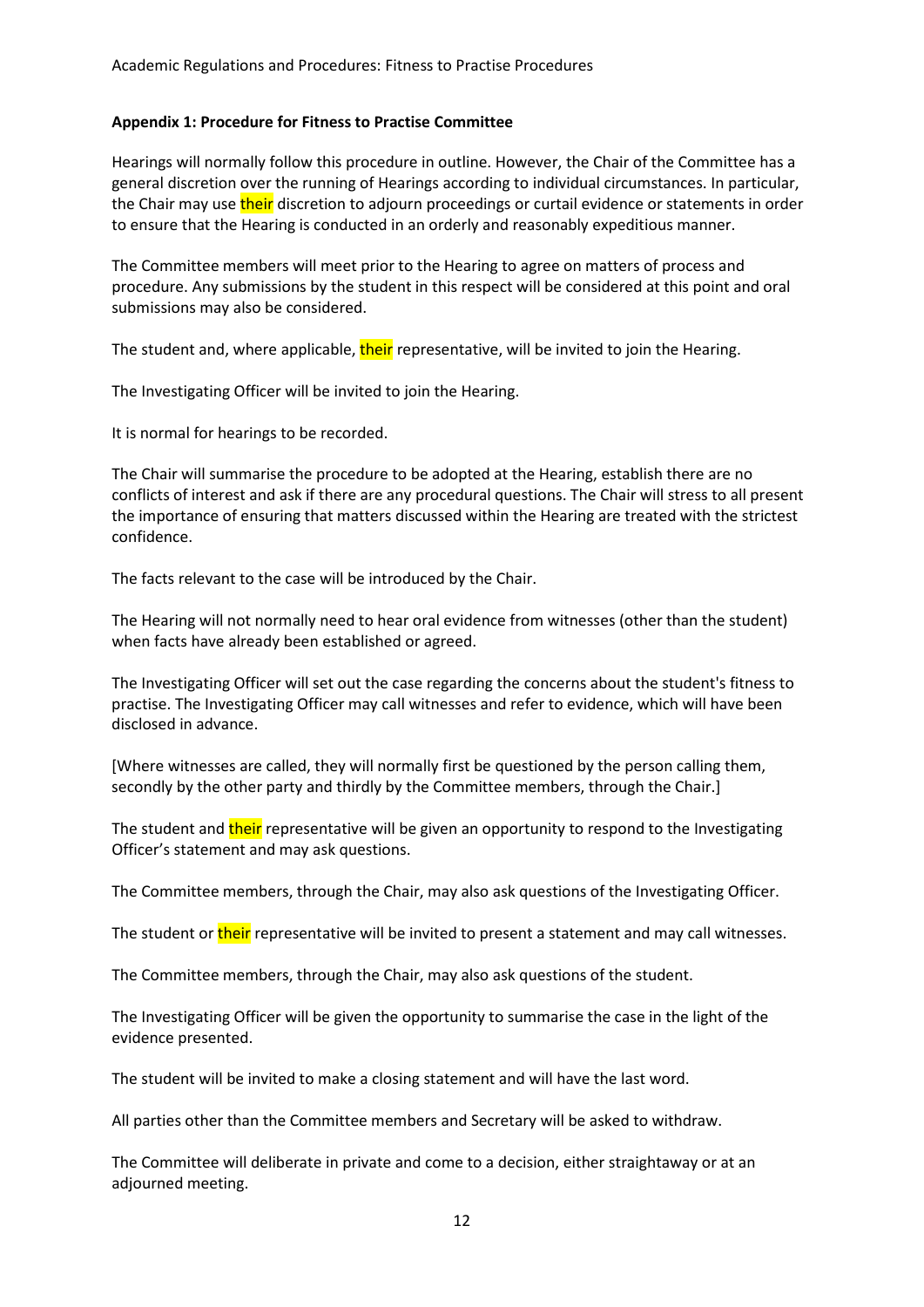### Appendix 1: Procedure for Fitness to Practise Committee

Hearings will normally follow this procedure in outline. However, the Chair of the Committee has a general discretion over the running of Hearings according to individual circumstances. In particular, the Chair may use their discretion to adjourn proceedings or curtail evidence or statements in order to ensure that the Hearing is conducted in an orderly and reasonably expeditious manner.

The Committee members will meet prior to the Hearing to agree on matters of process and procedure. Any submissions by the student in this respect will be considered at this point and oral submissions may also be considered.

The student and, where applicable, their representative, will be invited to join the Hearing.

The Investigating Officer will be invited to join the Hearing.

It is normal for hearings to be recorded.

The Chair will summarise the procedure to be adopted at the Hearing, establish there are no conflicts of interest and ask if there are any procedural questions. The Chair will stress to all present the importance of ensuring that matters discussed within the Hearing are treated with the strictest confidence.

The facts relevant to the case will be introduced by the Chair.

The Hearing will not normally need to hear oral evidence from witnesses (other than the student) when facts have already been established or agreed.

The Investigating Officer will set out the case regarding the concerns about the student's fitness to practise. The Investigating Officer may call witnesses and refer to evidence, which will have been disclosed in advance.

[Where witnesses are called, they will normally first be questioned by the person calling them, secondly by the other party and thirdly by the Committee members, through the Chair.]

The student and their representative will be given an opportunity to respond to the Investigating Officer's statement and may ask questions.

The Committee members, through the Chair, may also ask questions of the Investigating Officer.

The student or their representative will be invited to present a statement and may call witnesses.

The Committee members, through the Chair, may also ask questions of the student.

The Investigating Officer will be given the opportunity to summarise the case in the light of the evidence presented.

The student will be invited to make a closing statement and will have the last word.

All parties other than the Committee members and Secretary will be asked to withdraw.

The Committee will deliberate in private and come to a decision, either straightaway or at an adjourned meeting.